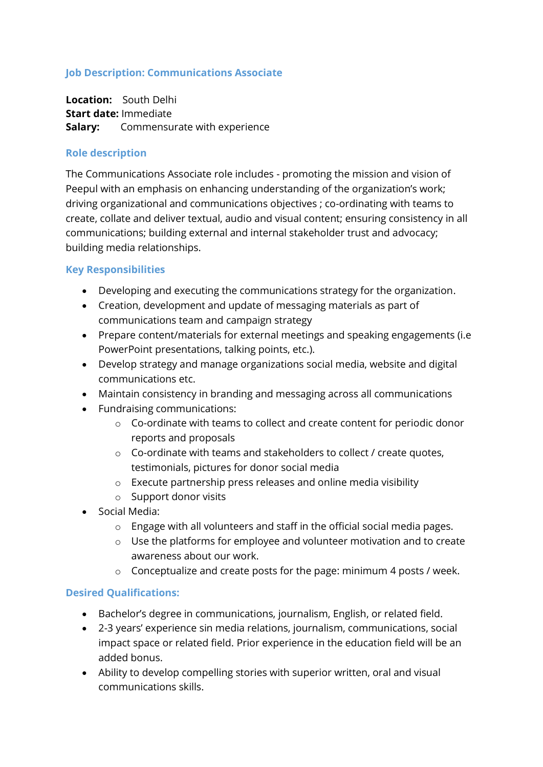## Job Description: Communications Associate

**Location:** South Delhi
**Start date:** Immediate
**Salary:** Commensurate with experience

### Role description

The Communications Associate role includes - promoting the mission and vision of Peepul with an emphasis on enhancing understanding of the organization's work; driving organizational and communications objectives ; co-ordinating with teams to create, collate and deliver textual, audio and visual content; ensuring consistency in all communications; building external and internal stakeholder trust and advocacy; building media relationships.

### Key Responsibilities

- Developing and executing the communications strategy for the organization.
- Creation, development and update of messaging materials as part of communications team and campaign strategy
- Prepare content/materials for external meetings and speaking engagements (i.e PowerPoint presentations, talking points, etc.).
- Develop strategy and manage organizations social media, website and digital communications etc.
- Maintain consistency in branding and messaging across all communications
- Fundraising communications:
    - Co-ordinate with teams to collect and create content for periodic donor reports and proposals
    - Co-ordinate with teams and stakeholders to collect / create quotes, testimonials, pictures for donor social media
    - Execute partnership press releases and online media visibility
    - Support donor visits
- Social Media:
    - Engage with all volunteers and staff in the official social media pages.
    - Use the platforms for employee and volunteer motivation and to create awareness about our work.
    - Conceptualize and create posts for the page: minimum 4 posts / week.

### Desired Qualifications:

- Bachelor's degree in communications, journalism, English, or related field.
- 2-3 years' experience sin media relations, journalism, communications, social impact space or related field. Prior experience in the education field will be an added bonus.
- Ability to develop compelling stories with superior written, oral and visual communications skills.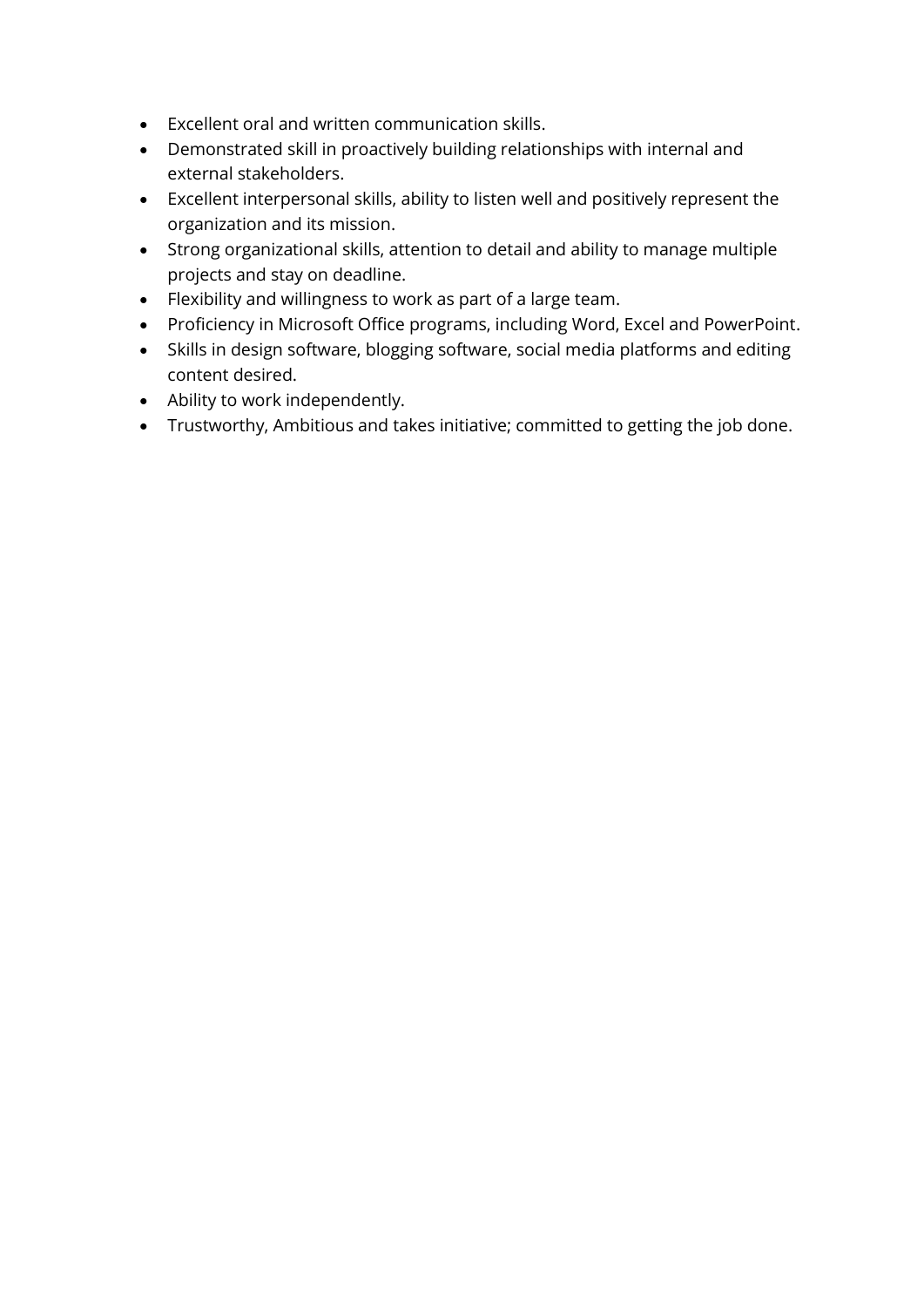- Excellent oral and written communication skills.
- Demonstrated skill in proactively building relationships with internal and external stakeholders.
- Excellent interpersonal skills, ability to listen well and positively represent the organization and its mission.
- Strong organizational skills, attention to detail and ability to manage multiple projects and stay on deadline.
- Flexibility and willingness to work as part of a large team.
- Proficiency in Microsoft Office programs, including Word, Excel and PowerPoint.
- Skills in design software, blogging software, social media platforms and editing content desired.
- Ability to work independently.
- Trustworthy, Ambitious and takes initiative; committed to getting the job done.